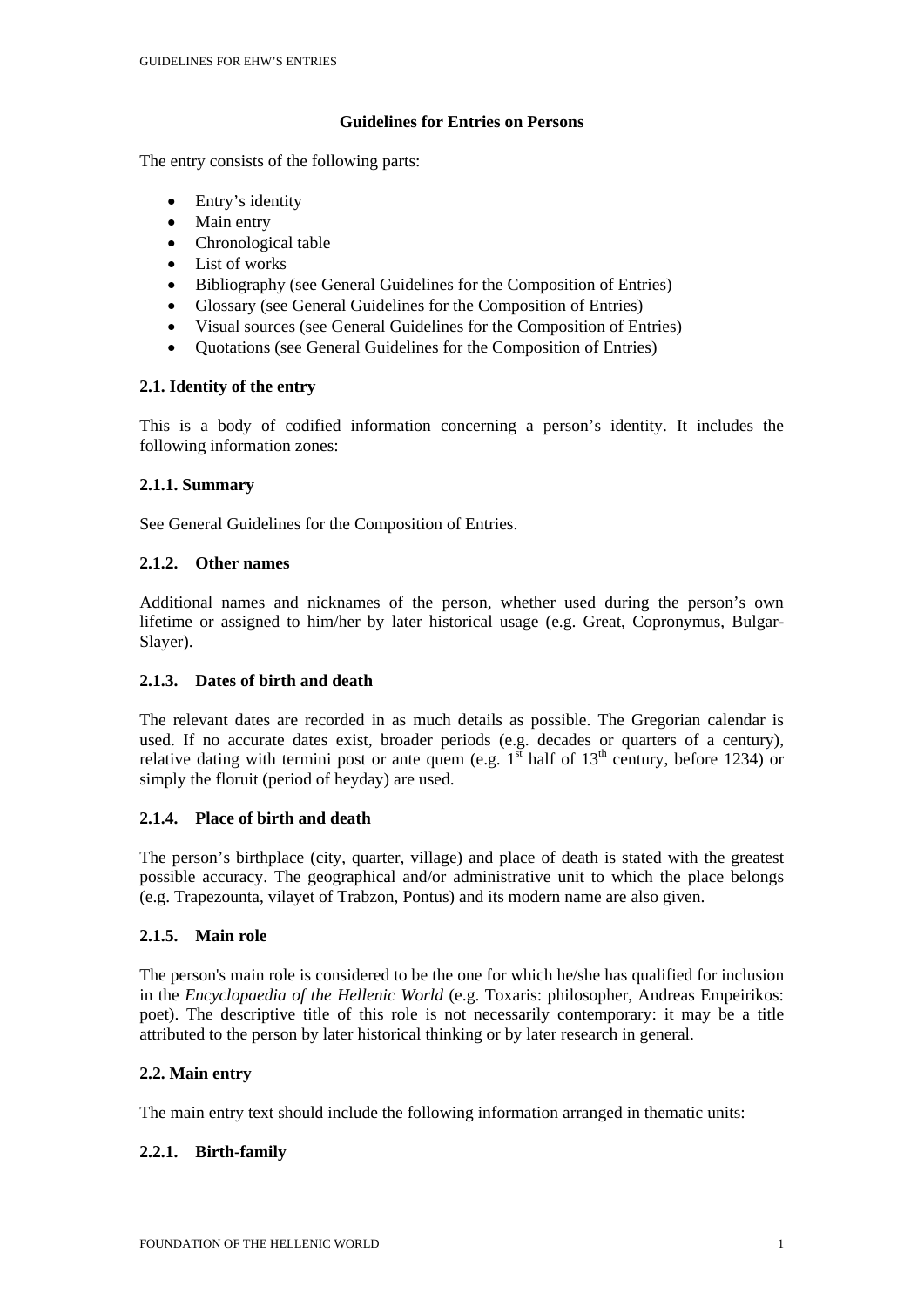# Guidelines for Entries on Persons

The entry consists of the following parts:

- Entry's identity
- Main entry
- Chronological table
- List of works
- Bibliography (see General Guidelines for the Composition of Entries)
- Glossary (see General Guidelines for the Composition of Entries)
- Visual sources (see General Guidelines for the Composition of Entries)
- Quotations (see General Guidelines for the Composition of Entries)

## 2.1. Identity of the entry

This is a body of codified information concerning a person's identity. It includes the following information zones:

### 2.1.1. Summary

See General Guidelines for the Composition of Entries.

### 2.1.2. Other names

Additional names and nicknames of the person, whether used during the person's own lifetime or assigned to him/her by later historical usage (e.g. Great, Copronymus, Bulgar-Slayer).

### 2.1.3. Dates of birth and death

The relevant dates are recorded in as much details as possible. The Gregorian calendar is used. If no accurate dates exist, broader periods (e.g. decades or quarters of a century), relative dating with termini post or ante quem (e.g. 1st half of 13th century, before 1234) or simply the floruit (period of heyday) are used.

### 2.1.4. Place of birth and death

The person's birthplace (city, quarter, village) and place of death is stated with the greatest possible accuracy. The geographical and/or administrative unit to which the place belongs (e.g. Trapezounta, vilayet of Trabzon, Pontus) and its modern name are also given.

### 2.1.5. Main role

The person's main role is considered to be the one for which he/she has qualified for inclusion in the *Encyclopaedia of the Hellenic World* (e.g. Toxaris: philosopher, Andreas Empeirikos: poet). The descriptive title of this role is not necessarily contemporary: it may be a title attributed to the person by later historical thinking or by later research in general.

## 2.2. Main entry

The main entry text should include the following information arranged in thematic units:

### 2.2.1. Birth-family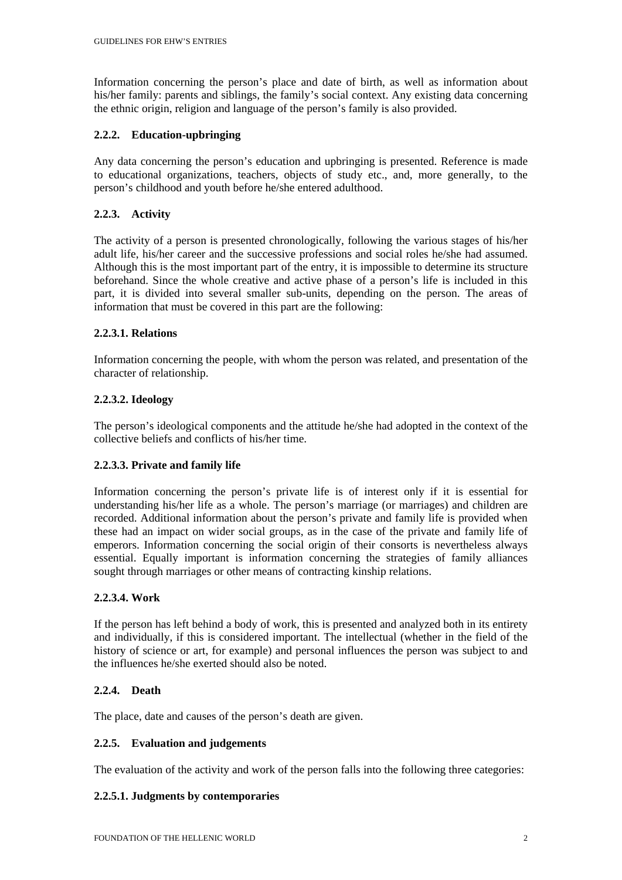Information concerning the person's place and date of birth, as well as information about his/her family: parents and siblings, the family's social context. Any existing data concerning the ethnic origin, religion and language of the person's family is also provided.

### 2.2.2. Education-upbringing

Any data concerning the person's education and upbringing is presented. Reference is made to educational organizations, teachers, objects of study etc., and, more generally, to the person's childhood and youth before he/she entered adulthood.

### 2.2.3. Activity

The activity of a person is presented chronologically, following the various stages of his/her adult life, his/her career and the successive professions and social roles he/she had assumed. Although this is the most important part of the entry, it is impossible to determine its structure beforehand. Since the whole creative and active phase of a person's life is included in this part, it is divided into several smaller sub-units, depending on the person. The areas of information that must be covered in this part are the following:

#### 2.2.3.1. Relations

Information concerning the people, with whom the person was related, and presentation of the character of relationship.

#### 2.2.3.2. Ideology

The person's ideological components and the attitude he/she had adopted in the context of the collective beliefs and conflicts of his/her time.

#### 2.2.3.3. Private and family life

Information concerning the person's private life is of interest only if it is essential for understanding his/her life as a whole. The person's marriage (or marriages) and children are recorded. Additional information about the person's private and family life is provided when these had an impact on wider social groups, as in the case of the private and family life of emperors. Information concerning the social origin of their consorts is nevertheless always essential. Equally important is information concerning the strategies of family alliances sought through marriages or other means of contracting kinship relations.

#### 2.2.3.4. Work

If the person has left behind a body of work, this is presented and analyzed both in its entirety and individually, if this is considered important. The intellectual (whether in the field of the history of science or art, for example) and personal influences the person was subject to and the influences he/she exerted should also be noted.

### 2.2.4. Death

The place, date and causes of the person's death are given.

### 2.2.5. Evaluation and judgements

The evaluation of the activity and work of the person falls into the following three categories:

#### 2.2.5.1. Judgments by contemporaries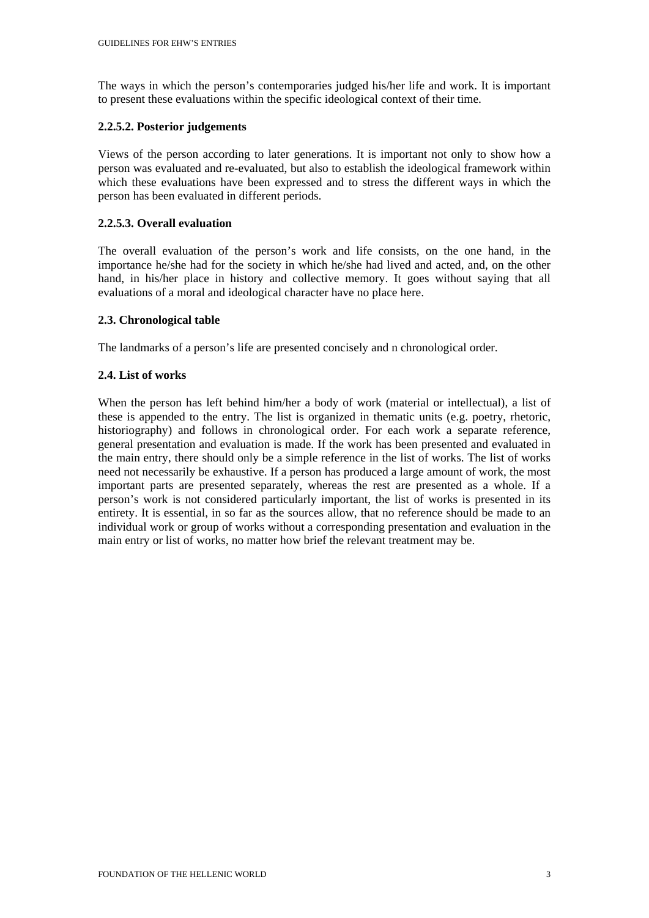The ways in which the person's contemporaries judged his/her life and work. It is important to present these evaluations within the specific ideological context of their time.

#### 2.2.5.2. Posterior judgements

Views of the person according to later generations. It is important not only to show how a person was evaluated and re-evaluated, but also to establish the ideological framework within which these evaluations have been expressed and to stress the different ways in which the person has been evaluated in different periods.

#### 2.2.5.3. Overall evaluation

The overall evaluation of the person's work and life consists, on the one hand, in the importance he/she had for the society in which he/she had lived and acted, and, on the other hand, in his/her place in history and collective memory. It goes without saying that all evaluations of a moral and ideological character have no place here.

### 2.3. Chronological table

The landmarks of a person's life are presented concisely and n chronological order.

### 2.4. List of works

When the person has left behind him/her a body of work (material or intellectual), a list of these is appended to the entry. The list is organized in thematic units (e.g. poetry, rhetoric, historiography) and follows in chronological order. For each work a separate reference, general presentation and evaluation is made. If the work has been presented and evaluated in the main entry, there should only be a simple reference in the list of works. The list of works need not necessarily be exhaustive. If a person has produced a large amount of work, the most important parts are presented separately, whereas the rest are presented as a whole. If a person's work is not considered particularly important, the list of works is presented in its entirety. It is essential, in so far as the sources allow, that no reference should be made to an individual work or group of works without a corresponding presentation and evaluation in the main entry or list of works, no matter how brief the relevant treatment may be.